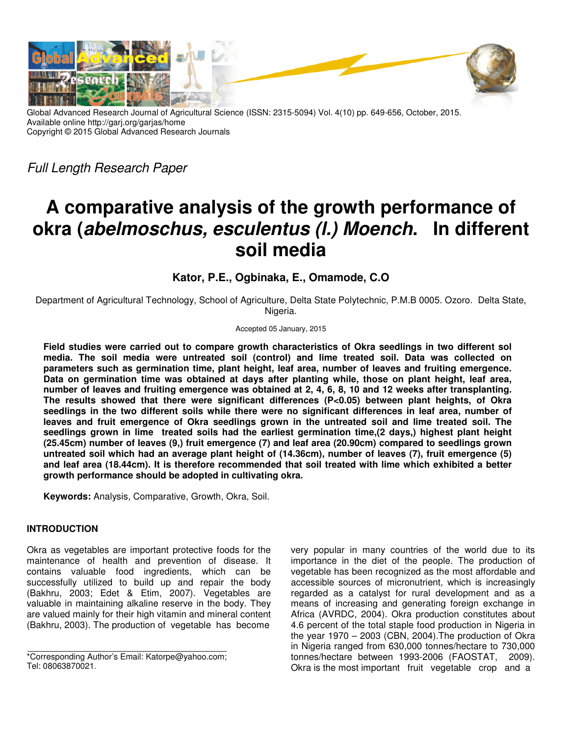Global Advanced Research Journal of Agricultural Science (ISSN: 2315-5094) Vol. 4(10) pp. 649-656, October, 2015.
Available online http://garj.org/garjas/home
Copyright © 2015 Global Advanced Research Journals

*Full Length Research Paper*

# A comparative analysis of the growth performance of okra (*abelmoschus, esculentus (l.) Moench*. In different soil media

**Kator, P.E., Ogbinaka, E., Omamode, C.O**

Department of Agricultural Technology, School of Agriculture, Delta State Polytechnic, P.M.B 0005. Ozoro. Delta State, Nigeria.

Accepted 05 January, 2015

**Field studies were carried out to compare growth characteristics of Okra seedlings in two different sol media. The soil media were untreated soil (control) and lime treated soil. Data was collected on parameters such as germination time, plant height, leaf area, number of leaves and fruiting emergence. Data on germination time was obtained at days after planting while, those on plant height, leaf area, number of leaves and fruiting emergence was obtained at 2, 4, 6, 8, 10 and 12 weeks after transplanting. The results showed that there were significant differences (P<0.05) between plant heights, of Okra seedlings in the two different soils while there were no significant differences in leaf area, number of leaves and fruit emergence of Okra seedlings grown in the untreated soil and lime treated soil. The seedlings grown in lime treated soils had the earliest germination time,(2 days,) highest plant height (25.45cm) number of leaves (9,) fruit emergence (7) and leaf area (20.90cm) compared to seedlings grown untreated soil which had an average plant height of (14.36cm), number of leaves (7), fruit emergence (5) and leaf area (18.44cm). It is therefore recommended that soil treated with lime which exhibited a better growth performance should be adopted in cultivating okra.**

**Keywords:** Analysis, Comparative, Growth, Okra, Soil.

## INTRODUCTION

Okra as vegetables are important protective foods for the maintenance of health and prevention of disease. It contains valuable food ingredients, which can be successfully utilized to build up and repair the body (Bakhru, 2003; Edet & Etim, 2007). Vegetables are valuable in maintaining alkaline reserve in the body. They are valued mainly for their high vitamin and mineral content (Bakhru, 2003). The production of vegetable has become very popular in many countries of the world due to its importance in the diet of the people. The production of vegetable has been recognized as the most affordable and accessible sources of micronutrient, which is increasingly regarded as a catalyst for rural development and as a means of increasing and generating foreign exchange in Africa (AVRDC, 2004). Okra production constitutes about 4.6 percent of the total staple food production in Nigeria in the year 1970 – 2003 (CBN, 2004).The production of Okra in Nigeria ranged from 630,000 tonnes/hectare to 730,000 tonnes/hectare between 1993-2006 (FAOSTAT, 2009). Okra is the most important fruit vegetable crop and a

*Corresponding Author's Email: Katorpe@yahoo.com; Tel: 08063870021.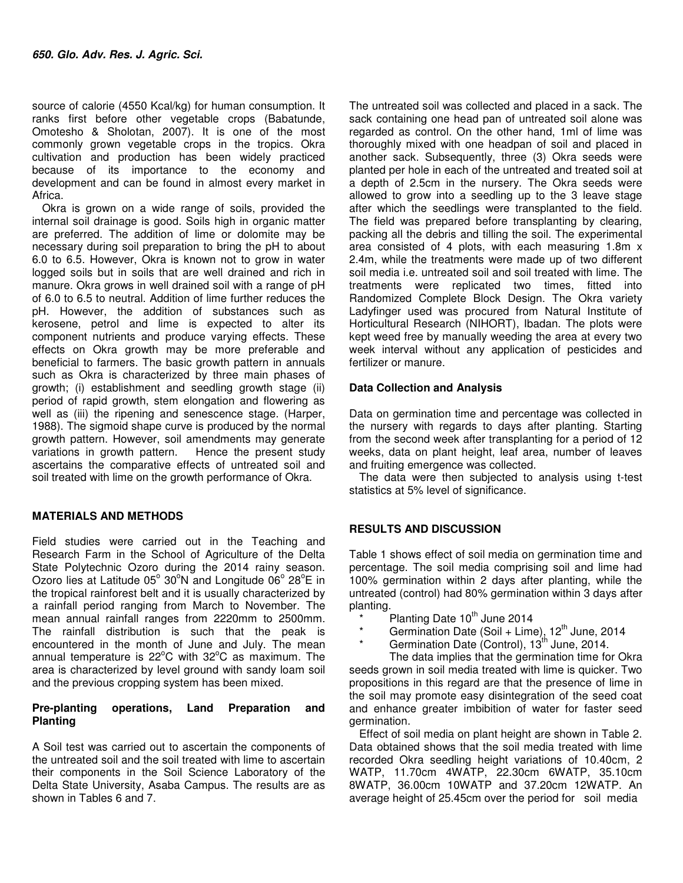source of calorie (4550 Kcal/kg) for human consumption. It ranks first before other vegetable crops (Babatunde, Omotesho & Sholotan, 2007). It is one of the most commonly grown vegetable crops in the tropics. Okra cultivation and production has been widely practiced because of its importance to the economy and development and can be found in almost every market in Africa.

Okra is grown on a wide range of soils, provided the internal soil drainage is good. Soils high in organic matter are preferred. The addition of lime or dolomite may be necessary during soil preparation to bring the pH to about 6.0 to 6.5. However, Okra is known not to grow in water logged soils but in soils that are well drained and rich in manure. Okra grows in well drained soil with a range of pH of 6.0 to 6.5 to neutral. Addition of lime further reduces the pH. However, the addition of substances such as kerosene, petrol and lime is expected to alter its component nutrients and produce varying effects. These effects on Okra growth may be more preferable and beneficial to farmers. The basic growth pattern in annuals such as Okra is characterized by three main phases of growth; (i) establishment and seedling growth stage (ii) period of rapid growth, stem elongation and flowering as well as (iii) the ripening and senescence stage. (Harper, 1988). The sigmoid shape curve is produced by the normal growth pattern. However, soil amendments may generate variations in growth pattern. Hence the present study ascertains the comparative effects of untreated soil and soil treated with lime on the growth performance of Okra.

## MATERIALS AND METHODS

Field studies were carried out in the Teaching and Research Farm in the School of Agriculture of the Delta State Polytechnic Ozoro during the 2014 rainy season. Ozoro lies at Latitude 05° 30°N and Longitude 06° 28°E in the tropical rainforest belt and it is usually characterized by a rainfall period ranging from March to November. The mean annual rainfall ranges from 2220mm to 2500mm. The rainfall distribution is such that the peak is encountered in the month of June and July. The mean annual temperature is 22°C with 32°C as maximum. The area is characterized by level ground with sandy loam soil and the previous cropping system has been mixed.

### Pre-planting operations, Land Preparation and Planting

A Soil test was carried out to ascertain the components of the untreated soil and the soil treated with lime to ascertain their components in the Soil Science Laboratory of the Delta State University, Asaba Campus. The results are as shown in Tables 6 and 7.

The untreated soil was collected and placed in a sack. The sack containing one head pan of untreated soil alone was regarded as control. On the other hand, 1ml of lime was thoroughly mixed with one headpan of soil and placed in another sack. Subsequently, three (3) Okra seeds were planted per hole in each of the untreated and treated soil at a depth of 2.5cm in the nursery. The Okra seeds were allowed to grow into a seedling up to the 3 leave stage after which the seedlings were transplanted to the field. The field was prepared before transplanting by clearing, packing all the debris and tilling the soil. The experimental area consisted of 4 plots, with each measuring 1.8m x 2.4m, while the treatments were made up of two different soil media i.e. untreated soil and soil treated with lime. The treatments were replicated two times, fitted into Randomized Complete Block Design. The Okra variety Ladyfinger used was procured from Natural Institute of Horticultural Research (NIHORT), Ibadan. The plots were kept weed free by manually weeding the area at every two week interval without any application of pesticides and fertilizer or manure.

### Data Collection and Analysis

Data on germination time and percentage was collected in the nursery with regards to days after planting. Starting from the second week after transplanting for a period of 12 weeks, data on plant height, leaf area, number of leaves and fruiting emergence was collected.

The data were then subjected to analysis using t-test statistics at 5% level of significance.

## RESULTS AND DISCUSSION

Table 1 shows effect of soil media on germination time and percentage. The soil media comprising soil and lime had 100% germination within 2 days after planting, while the untreated (control) had 80% germination within 3 days after planting.

- Planting Date 10th June 2014
- Germination Date (Soil + Lime), 12th June, 2014
- Germination Date (Control), 13th June, 2014.

The data implies that the germination time for Okra seeds grown in soil media treated with lime is quicker. Two propositions in this regard are that the presence of lime in the soil may promote easy disintegration of the seed coat and enhance greater imbibition of water for faster seed germination.

Effect of soil media on plant height are shown in Table 2. Data obtained shows that the soil media treated with lime recorded Okra seedling height variations of 10.40cm, 2 WATP, 11.70cm 4WATP, 22.30cm 6WATP, 35.10cm 8WATP, 36.00cm 10WATP and 37.20cm 12WATP. An average height of 25.45cm over the period for soil media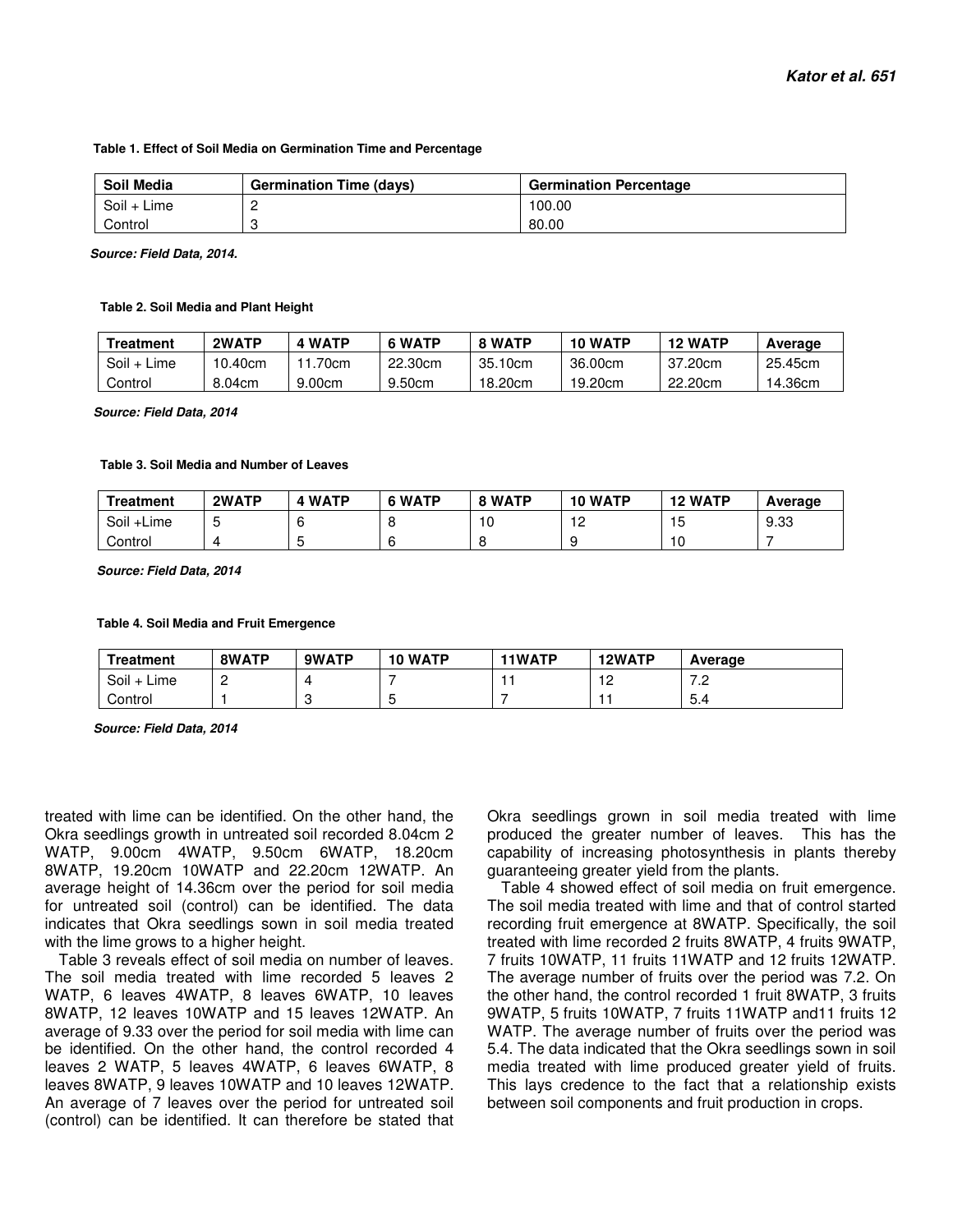**Table 1. Effect of Soil Media on Germination Time and Percentage**

| Soil Media | Germination Time (days) | Germination Percentage |
|---|---|---|
| Soil + Lime | 2 | 100.00 |
| Control | 3 | 80.00 |

***Source: Field Data, 2014.***

**Table 2. Soil Media and Plant Height**

| Treatment | 2WATP | 4 WATP | 6 WATP | 8 WATP | 10 WATP | 12 WATP | Average |
|---|---|---|---|---|---|---|---|
| Soil + Lime | 10.40cm | 11.70cm | 22.30cm | 35.10cm | 36.00cm | 37.20cm | 25.45cm |
| Control | 8.04cm | 9.00cm | 9.50cm | 18.20cm | 19.20cm | 22.20cm | 14.36cm |

***Source: Field Data, 2014***

**Table 3. Soil Media and Number of Leaves**

| Treatment | 2WATP | 4 WATP | 6 WATP | 8 WATP | 10 WATP | 12 WATP | Average |
|---|---|---|---|---|---|---|---|
| Soil +Lime | 5 | 6 | 8 | 10 | 12 | 15 | 9.33 |
| Control | 4 | 5 | 6 | 8 | 9 | 10 | 7 |

***Source: Field Data, 2014***

**Table 4. Soil Media and Fruit Emergence**

| Treatment | 8WATP | 9WATP | 10 WATP | 11WATP | 12WATP | Average |
|---|---|---|---|---|---|---|
| Soil + Lime | 2 | 4 | 7 | 11 | 12 | 7.2 |
| Control | 1 | 3 | 5 | 7 | 11 | 5.4 |

***Source: Field Data, 2014***

treated with lime can be identified. On the other hand, the Okra seedlings growth in untreated soil recorded 8.04cm 2 WATP, 9.00cm 4WATP, 9.50cm 6WATP, 18.20cm 8WATP, 19.20cm 10WATP and 22.20cm 12WATP. An average height of 14.36cm over the period for soil media for untreated soil (control) can be identified. The data indicates that Okra seedlings sown in soil media treated with the lime grows to a higher height.

Table 3 reveals effect of soil media on number of leaves. The soil media treated with lime recorded 5 leaves 2 WATP, 6 leaves 4WATP, 8 leaves 6WATP, 10 leaves 8WATP, 12 leaves 10WATP and 15 leaves 12WATP. An average of 9.33 over the period for soil media with lime can be identified. On the other hand, the control recorded 4 leaves 2 WATP, 5 leaves 4WATP, 6 leaves 6WATP, 8 leaves 8WATP, 9 leaves 10WATP and 10 leaves 12WATP. An average of 7 leaves over the period for untreated soil (control) can be identified. It can therefore be stated that Okra seedlings grown in soil media treated with lime produced the greater number of leaves. This has the capability of increasing photosynthesis in plants thereby guaranteeing greater yield from the plants.

Table 4 showed effect of soil media on fruit emergence. The soil media treated with lime and that of control started recording fruit emergence at 8WATP. Specifically, the soil treated with lime recorded 2 fruits 8WATP, 4 fruits 9WATP, 7 fruits 10WATP, 11 fruits 11WATP and 12 fruits 12WATP. The average number of fruits over the period was 7.2. On the other hand, the control recorded 1 fruit 8WATP, 3 fruits 9WATP, 5 fruits 10WATP, 7 fruits 11WATP and11 fruits 12 WATP. The average number of fruits over the period was 5.4. The data indicated that the Okra seedlings sown in soil media treated with lime produced greater yield of fruits. This lays credence to the fact that a relationship exists between soil components and fruit production in crops.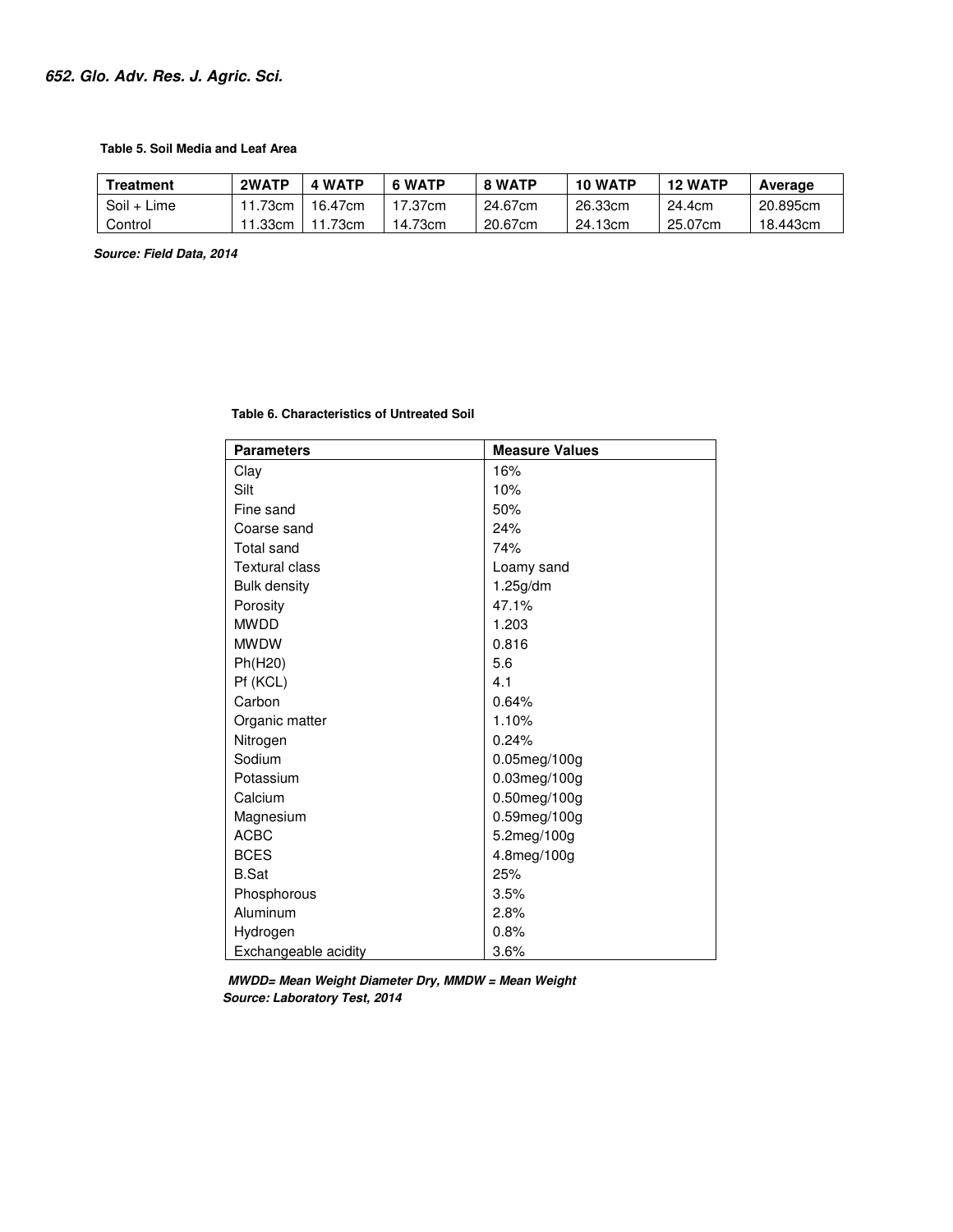**Table 5. Soil Media and Leaf Area**

| Treatment | 2WATP | 4 WATP | 6 WATP | 8 WATP | 10 WATP | 12 WATP | Average |
|---|---|---|---|---|---|---|---|
| Soil + Lime | 11.73cm | 16.47cm | 17.37cm | 24.67cm | 26.33cm | 24.4cm | 20.895cm |
| Control | 11.33cm | 11.73cm | 14.73cm | 20.67cm | 24.13cm | 25.07cm | 18.443cm |

***Source: Field Data, 2014***

**Table 6. Characteristics of Untreated Soil**

| Parameters | Measure Values |
|---|---|
| Clay | 16% |
| Silt | 10% |
| Fine sand | 50% |
| Coarse sand | 24% |
| Total sand | 74% |
| Textural class | Loamy sand |
| Bulk density | 1.25g/dm |
| Porosity | 47.1% |
| MWDD | 1.203 |
| MWDW | 0.816 |
| Ph(H20) | 5.6 |
| Pf (KCL) | 4.1 |
| Carbon | 0.64% |
| Organic matter | 1.10% |
| Nitrogen | 0.24% |
| Sodium | 0.05meg/100g |
| Potassium | 0.03meg/100g |
| Calcium | 0.50meg/100g |
| Magnesium | 0.59meg/100g |
| ACBC | 5.2meg/100g |
| BCES | 4.8meg/100g |
| B.Sat | 25% |
| Phosphorous | 3.5% |
| Aluminum | 2.8% |
| Hydrogen | 0.8% |
| Exchangeable acidity | 3.6% |

***MWDD= Mean Weight Diameter Dry, MMDW = Mean Weight***
***Source: Laboratory Test, 2014***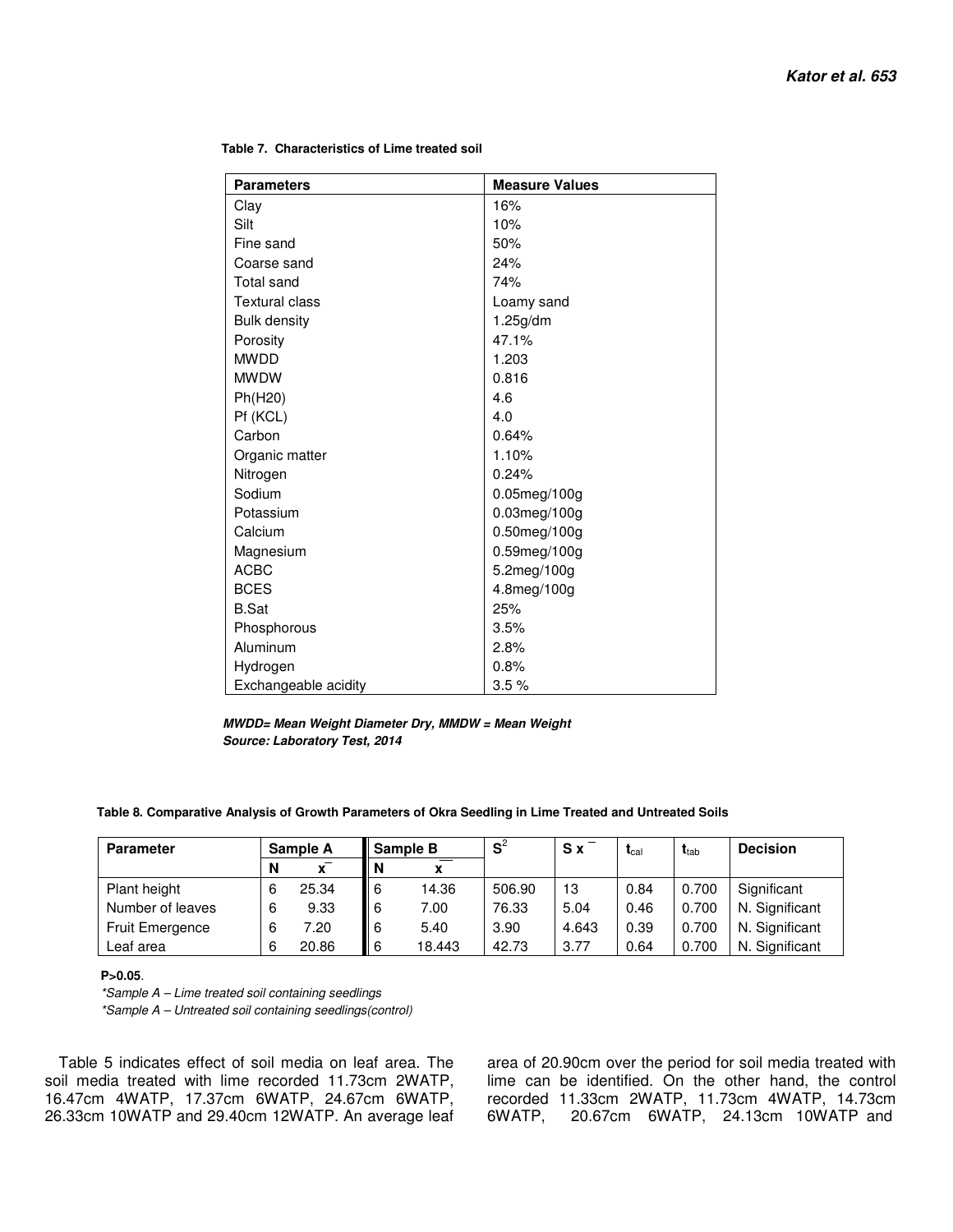**Table 7. Characteristics of Lime treated soil**

| Parameters | Measure Values |
|---|---|
| Clay | 16% |
| Silt | 10% |
| Fine sand | 50% |
| Coarse sand | 24% |
| Total sand | 74% |
| Textural class | Loamy sand |
| Bulk density | 1.25g/dm |
| Porosity | 47.1% |
| MWDD | 1.203 |
| MWDW | 0.816 |
| Ph(H20) | 4.6 |
| Pf (KCL) | 4.0 |
| Carbon | 0.64% |
| Organic matter | 1.10% |
| Nitrogen | 0.24% |
| Sodium | 0.05meg/100g |
| Potassium | 0.03meg/100g |
| Calcium | 0.50meg/100g |
| Magnesium | 0.59meg/100g |
| ACBC | 5.2meg/100g |
| BCES | 4.8meg/100g |
| B.Sat | 25% |
| Phosphorous | 3.5% |
| Aluminum | 2.8% |
| Hydrogen | 0.8% |
| Exchangeable acidity | 3.5 % |

***MWDD= Mean Weight Diameter Dry, MMDW = Mean Weight***
***Source: Laboratory Test, 2014***

**Table 8. Comparative Analysis of Growth Parameters of Okra Seedling in Lime Treated and Untreated Soils**

| Parameter | Sample A | | Sample B | | $S^2$ | $S\bar{x}$ | $t_{cal}$ | $t_{tab}$ | Decision |
|---|---|---|---|---|---|---|---|---|---|
| | N | $\bar{x}$ | N | $\bar{x}$ | | | | | |
| Plant height | 6 | 25.34 | 6 | 14.36 | 506.90 | 13 | 0.84 | 0.700 | Significant |
| Number of leaves | 6 | 9.33 | 6 | 7.00 | 76.33 | 5.04 | 0.46 | 0.700 | N. Significant |
| Fruit Emergence | 6 | 7.20 | 6 | 5.40 | 3.90 | 4.643 | 0.39 | 0.700 | N. Significant |
| Leaf area | 6 | 20.86 | 6 | 18.443 | 42.73 | 3.77 | 0.64 | 0.700 | N. Significant |

**P>0.05**.

*\*Sample A – Lime treated soil containing seedlings*

*\*Sample A – Untreated soil containing seedlings(control)*

Table 5 indicates effect of soil media on leaf area. The soil media treated with lime recorded 11.73cm 2WATP, 16.47cm 4WATP, 17.37cm 6WATP, 24.67cm 6WATP, 26.33cm 10WATP and 29.40cm 12WATP. An average leaf area of 20.90cm over the period for soil media treated with lime can be identified. On the other hand, the control recorded 11.33cm 2WATP, 11.73cm 4WATP, 14.73cm 6WATP, 20.67cm 6WATP, 24.13cm 10WATP and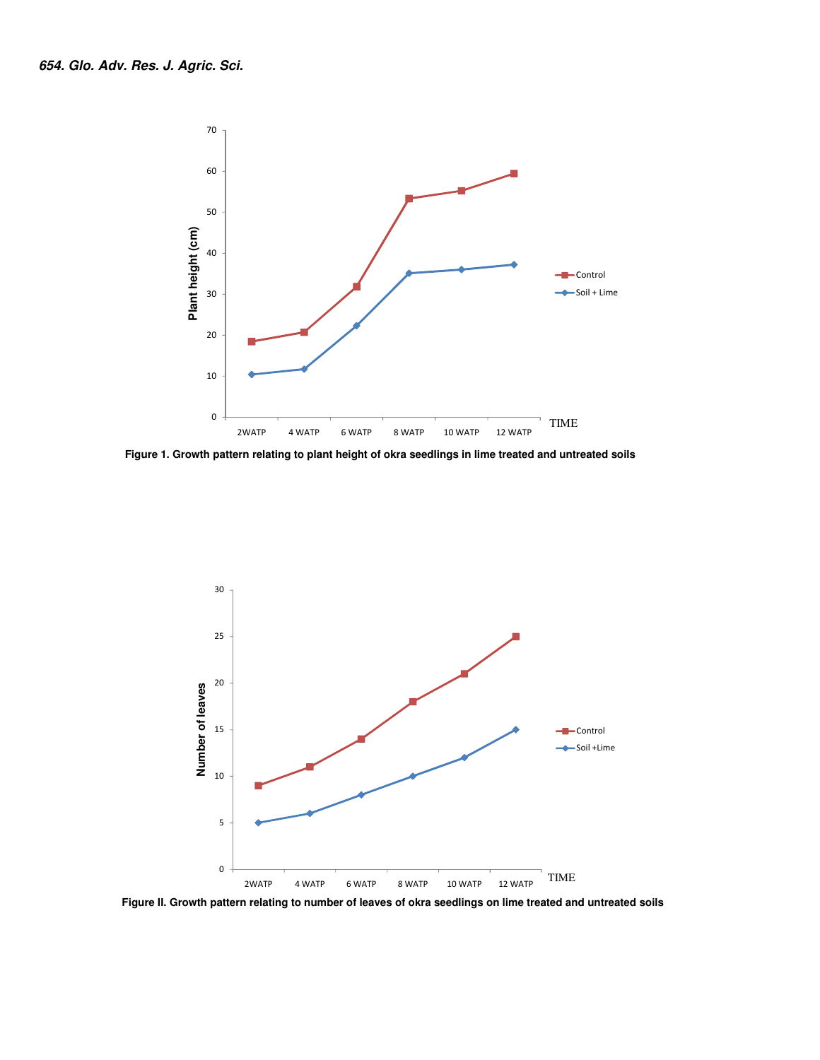Figure 1. Growth pattern relating to plant height of okra seedlings in lime treated and untreated soils

Figure II. Growth pattern relating to number of leaves of okra seedlings on lime treated and untreated soils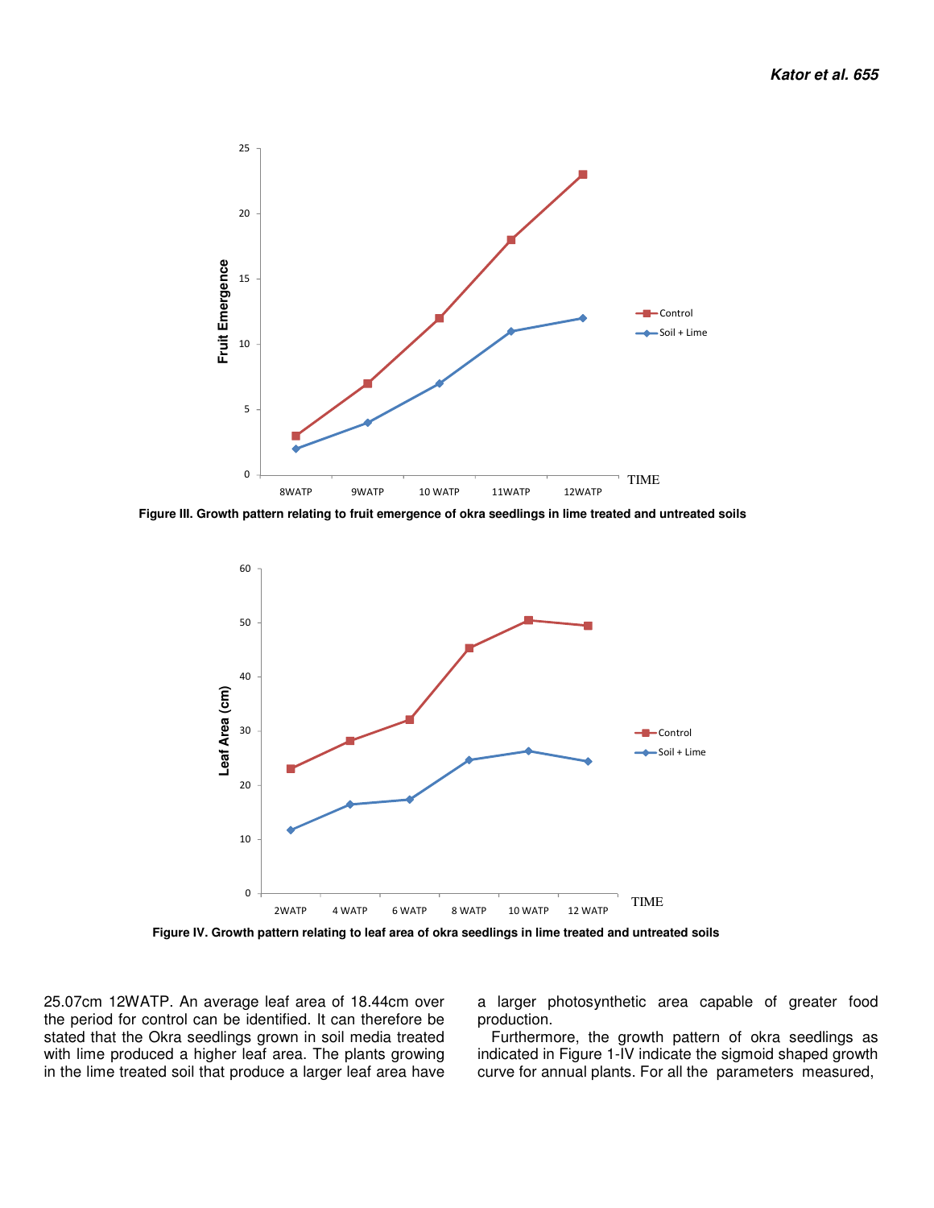Figure III. Growth pattern relating to fruit emergence of okra seedlings in lime treated and untreated soils

Figure IV. Growth pattern relating to leaf area of okra seedlings in lime treated and untreated soils

25.07cm 12WATP. An average leaf area of 18.44cm over the period for control can be identified. It can therefore be stated that the Okra seedlings grown in soil media treated with lime produced a higher leaf area. The plants growing in the lime treated soil that produce a larger leaf area have a larger photosynthetic area capable of greater food production.

Furthermore, the growth pattern of okra seedlings as indicated in Figure 1-IV indicate the sigmoid shaped growth curve for annual plants. For all the parameters measured,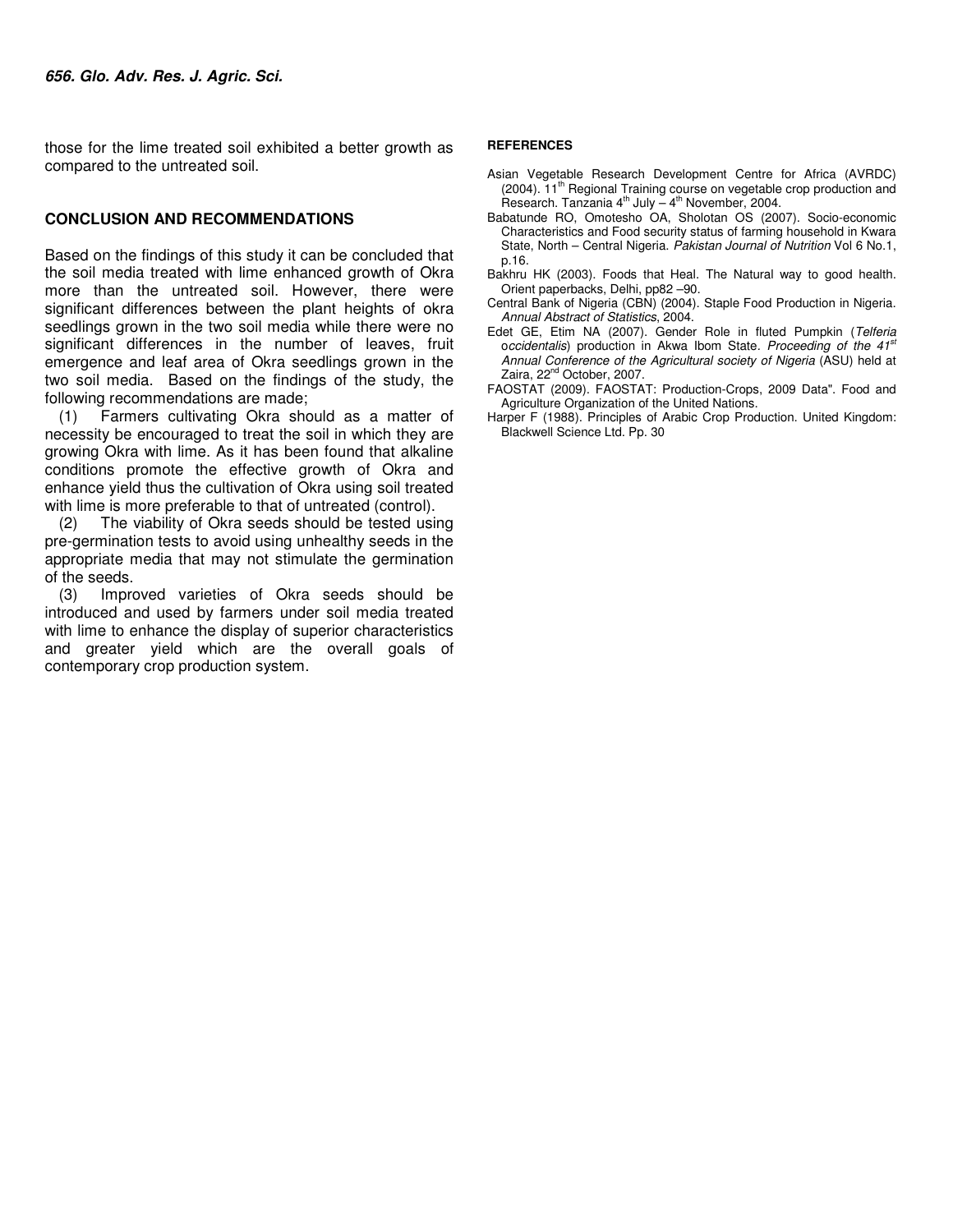those for the lime treated soil exhibited a better growth as compared to the untreated soil.

## CONCLUSION AND RECOMMENDATIONS

Based on the findings of this study it can be concluded that the soil media treated with lime enhanced growth of Okra more than the untreated soil. However, there were significant differences between the plant heights of okra seedlings grown in the two soil media while there were no significant differences in the number of leaves, fruit emergence and leaf area of Okra seedlings grown in the two soil media. Based on the findings of the study, the following recommendations are made;

(1) Farmers cultivating Okra should as a matter of necessity be encouraged to treat the soil in which they are growing Okra with lime. As it has been found that alkaline conditions promote the effective growth of Okra and enhance yield thus the cultivation of Okra using soil treated with lime is more preferable to that of untreated (control).

(2) The viability of Okra seeds should be tested using pre-germination tests to avoid using unhealthy seeds in the appropriate media that may not stimulate the germination of the seeds.

(3) Improved varieties of Okra seeds should be introduced and used by farmers under soil media treated with lime to enhance the display of superior characteristics and greater yield which are the overall goals of contemporary crop production system.

### REFERENCES

Asian Vegetable Research Development Centre for Africa (AVRDC) (2004). 11th Regional Training course on vegetable crop production and Research. Tanzania 4th July – 4th November, 2004.

Babatunde RO, Omotesho OA, Sholotan OS (2007). Socio-economic Characteristics and Food security status of farming household in Kwara State, North – Central Nigeria. *Pakistan Journal of Nutrition* Vol 6 No.1, p.16.

Bakhru HK (2003). Foods that Heal. The Natural way to good health. Orient paperbacks, Delhi, pp82 –90.

Central Bank of Nigeria (CBN) (2004). Staple Food Production in Nigeria. *Annual Abstract of Statistics*, 2004.

Edet GE, Etim NA (2007). Gender Role in fluted Pumpkin (*Telferia occidentalis*) production in Akwa Ibom State. *Proceeding of the 41st Annual Conference of the Agricultural society of Nigeria* (ASU) held at Zaira, 22nd October, 2007.

FAOSTAT (2009). FAOSTAT: Production-Crops, 2009 Data". Food and Agriculture Organization of the United Nations.

Harper F (1988). Principles of Arabic Crop Production. United Kingdom: Blackwell Science Ltd. Pp. 30